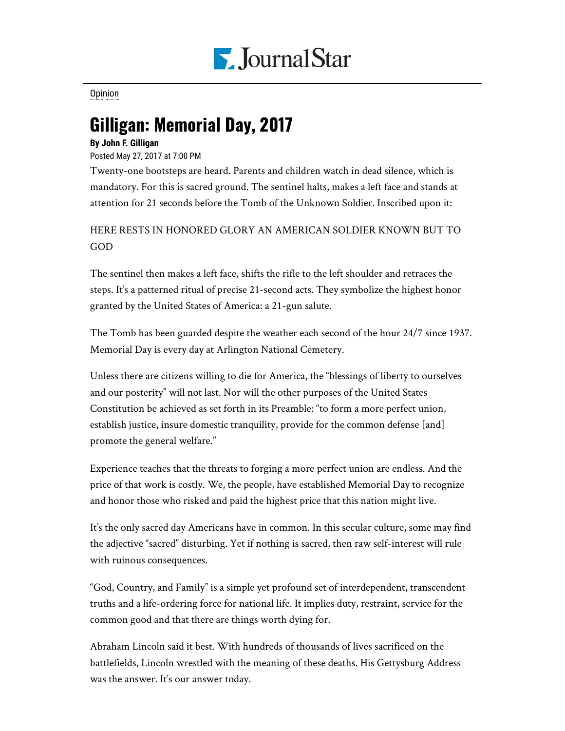Opinion

# Gilligan: Memorial Day, 2017

**By John F. Gilligan**

Posted May 27, 2017 at 7:00 PM

Twenty-one bootsteps are heard. Parents and children watch in dead silence, which is mandatory. For this is sacred ground. The sentinel halts, makes a left face and stands at attention for 21 seconds before the Tomb of the Unknown Soldier. Inscribed upon it:

HERE RESTS IN HONORED GLORY AN AMERICAN SOLDIER KNOWN BUT TO GOD

The sentinel then makes a left face, shifts the rifle to the left shoulder and retraces the steps. It's a patterned ritual of precise 21-second acts. They symbolize the highest honor granted by the United States of America: a 21-gun salute.

The Tomb has been guarded despite the weather each second of the hour 24/7 since 1937. Memorial Day is every day at Arlington National Cemetery.

Unless there are citizens willing to die for America, the "blessings of liberty to ourselves and our posterity" will not last. Nor will the other purposes of the United States Constitution be achieved as set forth in its Preamble: "to form a more perfect union, establish justice, insure domestic tranquility, provide for the common defense [and] promote the general welfare."

Experience teaches that the threats to forging a more perfect union are endless. And the price of that work is costly. We, the people, have established Memorial Day to recognize and honor those who risked and paid the highest price that this nation might live.

It's the only sacred day Americans have in common. In this secular culture, some may find the adjective "sacred" disturbing. Yet if nothing is sacred, then raw self-interest will rule with ruinous consequences.

"God, Country, and Family" is a simple yet profound set of interdependent, transcendent truths and a life-ordering force for national life. It implies duty, restraint, service for the common good and that there are things worth dying for.

Abraham Lincoln said it best. With hundreds of thousands of lives sacrificed on the battlefields, Lincoln wrestled with the meaning of these deaths. His Gettysburg Address was the answer. It's our answer today.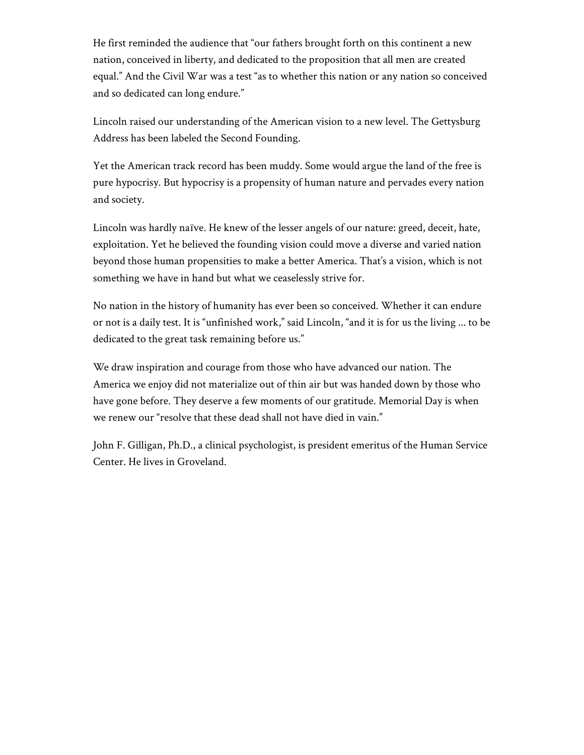He first reminded the audience that "our fathers brought forth on this continent a new nation, conceived in liberty, and dedicated to the proposition that all men are created equal." And the Civil War was a test "as to whether this nation or any nation so conceived and so dedicated can long endure."

Lincoln raised our understanding of the American vision to a new level. The Gettysburg Address has been labeled the Second Founding.

Yet the American track record has been muddy. Some would argue the land of the free is pure hypocrisy. But hypocrisy is a propensity of human nature and pervades every nation and society.

Lincoln was hardly naïve. He knew of the lesser angels of our nature: greed, deceit, hate, exploitation. Yet he believed the founding vision could move a diverse and varied nation beyond those human propensities to make a better America. That's a vision, which is not something we have in hand but what we ceaselessly strive for.

No nation in the history of humanity has ever been so conceived. Whether it can endure or not is a daily test. It is "unfinished work," said Lincoln, "and it is for us the living ... to be dedicated to the great task remaining before us."

We draw inspiration and courage from those who have advanced our nation. The America we enjoy did not materialize out of thin air but was handed down by those who have gone before. They deserve a few moments of our gratitude. Memorial Day is when we renew our "resolve that these dead shall not have died in vain."

John F. Gilligan, Ph.D., a clinical psychologist, is president emeritus of the Human Service Center. He lives in Groveland.